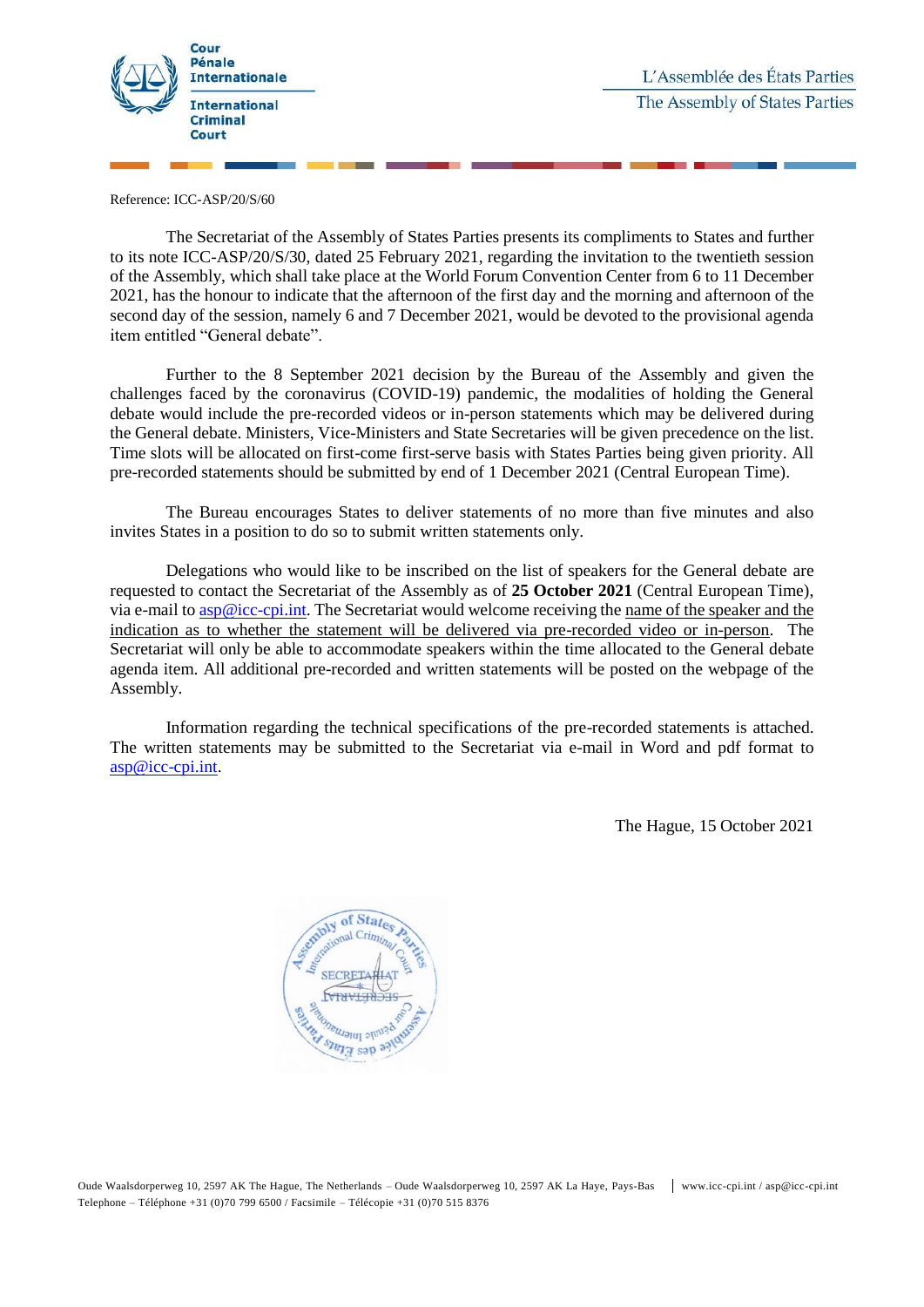Cour Pénale Internationale

International Criminal Court

L'Assemblée des États Parties

The Assembly of States Parties

Reference: ICC-ASP/20/S/60

The Secretariat of the Assembly of States Parties presents its compliments to States and further to its note ICC-ASP/20/S/30, dated 25 February 2021, regarding the invitation to the twentieth session of the Assembly, which shall take place at the World Forum Convention Center from 6 to 11 December 2021, has the honour to indicate that the afternoon of the first day and the morning and afternoon of the second day of the session, namely 6 and 7 December 2021, would be devoted to the provisional agenda item entitled "General debate".

Further to the 8 September 2021 decision by the Bureau of the Assembly and given the challenges faced by the coronavirus (COVID-19) pandemic, the modalities of holding the General debate would include the pre-recorded videos or in-person statements which may be delivered during the General debate. Ministers, Vice-Ministers and State Secretaries will be given precedence on the list. Time slots will be allocated on first-come first-serve basis with States Parties being given priority. All pre-recorded statements should be submitted by end of 1 December 2021 (Central European Time).

The Bureau encourages States to deliver statements of no more than five minutes and also invites States in a position to do so to submit written statements only.

Delegations who would like to be inscribed on the list of speakers for the General debate are requested to contact the Secretariat of the Assembly as of **25 October 2021** (Central European Time), via e-mail to asp@icc-cpi.int. The Secretariat would welcome receiving the name of the speaker and the indication as to whether the statement will be delivered via pre-recorded video or in-person. The Secretariat will only be able to accommodate speakers within the time allocated to the General debate agenda item. All additional pre-recorded and written statements will be posted on the webpage of the Assembly.

Information regarding the technical specifications of the pre-recorded statements is attached. The written statements may be submitted to the Secretariat via e-mail in Word and pdf format to asp@icc-cpi.int.

The Hague, 15 October 2021

Oude Waalsdorperweg 10, 2597 AK The Hague, The Netherlands – Oude Waalsdorperweg 10, 2597 AK La Haye, Pays-Bas | www.icc-cpi.int / asp@icc-cpi.int
Telephone – Téléphone +31 (0)70 799 6500 / Facsimile – Télécopie +31 (0)70 515 8376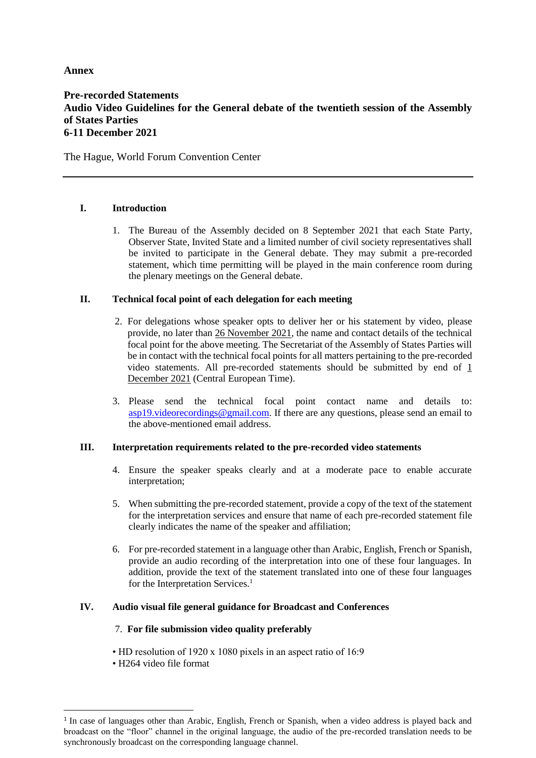**Annex**

**Pre-recorded Statements**
**Audio Video Guidelines for the General debate of the twentieth session of the Assembly of States Parties**
**6-11 December 2021**

The Hague, World Forum Convention Center

---

## I. Introduction

1. The Bureau of the Assembly decided on 8 September 2021 that each State Party, Observer State, Invited State and a limited number of civil society representatives shall be invited to participate in the General debate. They may submit a pre-recorded statement, which time permitting will be played in the main conference room during the plenary meetings on the General debate.

## II. Technical focal point of each delegation for each meeting

2. For delegations whose speaker opts to deliver her or his statement by video, please provide, no later than 26 November 2021, the name and contact details of the technical focal point for the above meeting. The Secretariat of the Assembly of States Parties will be in contact with the technical focal points for all matters pertaining to the pre-recorded video statements. All pre-recorded statements should be submitted by end of 1 December 2021 (Central European Time).

3. Please send the technical focal point contact name and details to: asp19.videorecordings@gmail.com. If there are any questions, please send an email to the above-mentioned email address.

## III. Interpretation requirements related to the pre-recorded video statements

4. Ensure the speaker speaks clearly and at a moderate pace to enable accurate interpretation;

5. When submitting the pre-recorded statement, provide a copy of the text of the statement for the interpretation services and ensure that name of each pre-recorded statement file clearly indicates the name of the speaker and affiliation;

6. For pre-recorded statement in a language other than Arabic, English, French or Spanish, provide an audio recording of the interpretation into one of these four languages. In addition, provide the text of the statement translated into one of these four languages for the Interpretation Services.[1]

## IV. Audio visual file general guidance for Broadcast and Conferences

7. **For file submission video quality preferably**

- HD resolution of 1920 x 1080 pixels in an aspect ratio of 16:9
- H264 video file format

---

[1] In case of languages other than Arabic, English, French or Spanish, when a video address is played back and broadcast on the "floor" channel in the original language, the audio of the pre-recorded translation needs to be synchronously broadcast on the corresponding language channel.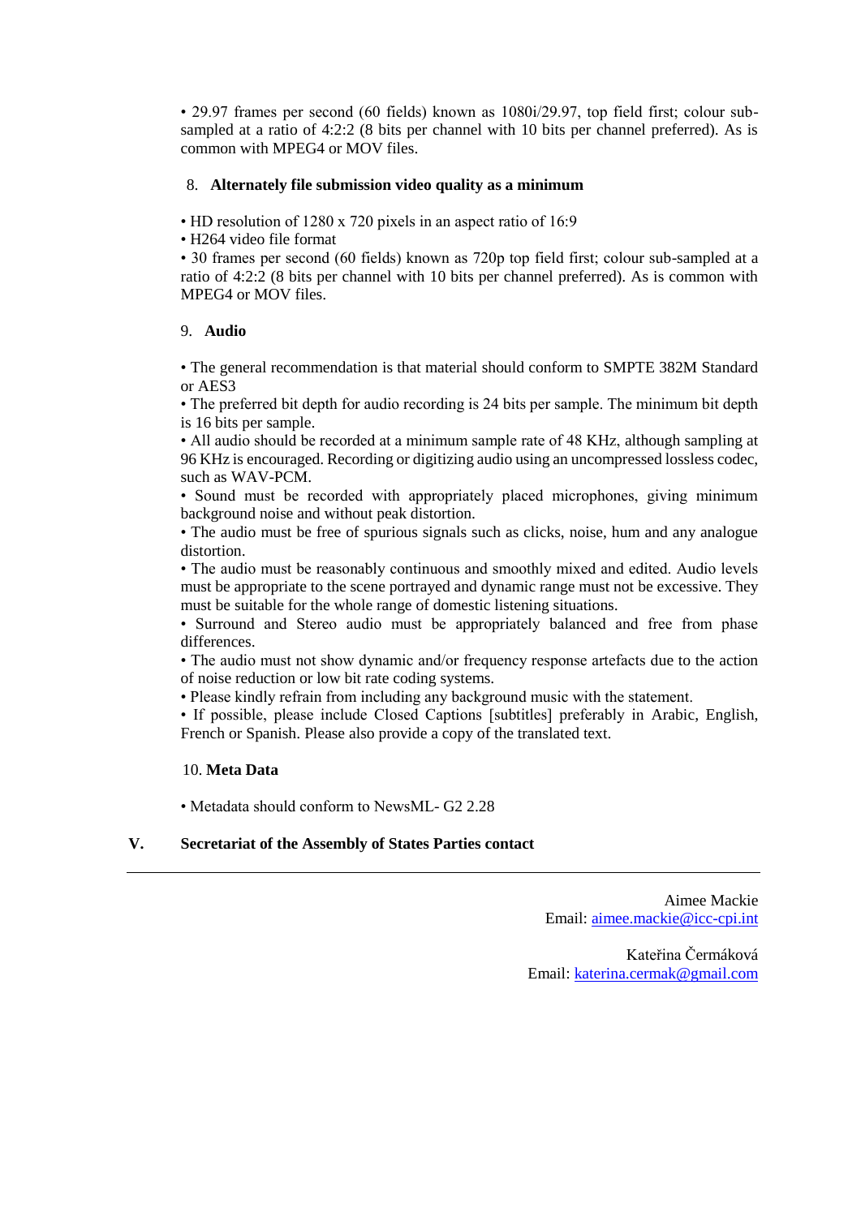• 29.97 frames per second (60 fields) known as 1080i/29.97, top field first; colour sub-sampled at a ratio of 4:2:2 (8 bits per channel with 10 bits per channel preferred). As is common with MPEG4 or MOV files.

8. **Alternately file submission video quality as a minimum**

• HD resolution of 1280 x 720 pixels in an aspect ratio of 16:9
• H264 video file format
• 30 frames per second (60 fields) known as 720p top field first; colour sub-sampled at a ratio of 4:2:2 (8 bits per channel with 10 bits per channel preferred). As is common with MPEG4 or MOV files.

9. **Audio**

• The general recommendation is that material should conform to SMPTE 382M Standard or AES3
• The preferred bit depth for audio recording is 24 bits per sample. The minimum bit depth is 16 bits per sample.
• All audio should be recorded at a minimum sample rate of 48 KHz, although sampling at 96 KHz is encouraged. Recording or digitizing audio using an uncompressed lossless codec, such as WAV-PCM.
• Sound must be recorded with appropriately placed microphones, giving minimum background noise and without peak distortion.
• The audio must be free of spurious signals such as clicks, noise, hum and any analogue distortion.
• The audio must be reasonably continuous and smoothly mixed and edited. Audio levels must be appropriate to the scene portrayed and dynamic range must not be excessive. They must be suitable for the whole range of domestic listening situations.
• Surround and Stereo audio must be appropriately balanced and free from phase differences.
• The audio must not show dynamic and/or frequency response artefacts due to the action of noise reduction or low bit rate coding systems.
• Please kindly refrain from including any background music with the statement.
• If possible, please include Closed Captions [subtitles] preferably in Arabic, English, French or Spanish. Please also provide a copy of the translated text.

10. **Meta Data**

• Metadata should conform to NewsML- G2 2.28

## V. Secretariat of the Assembly of States Parties contact

---

Aimee Mackie
Email: aimee.mackie@icc-cpi.int

Kateřina Čermáková
Email: katerina.cermak@gmail.com